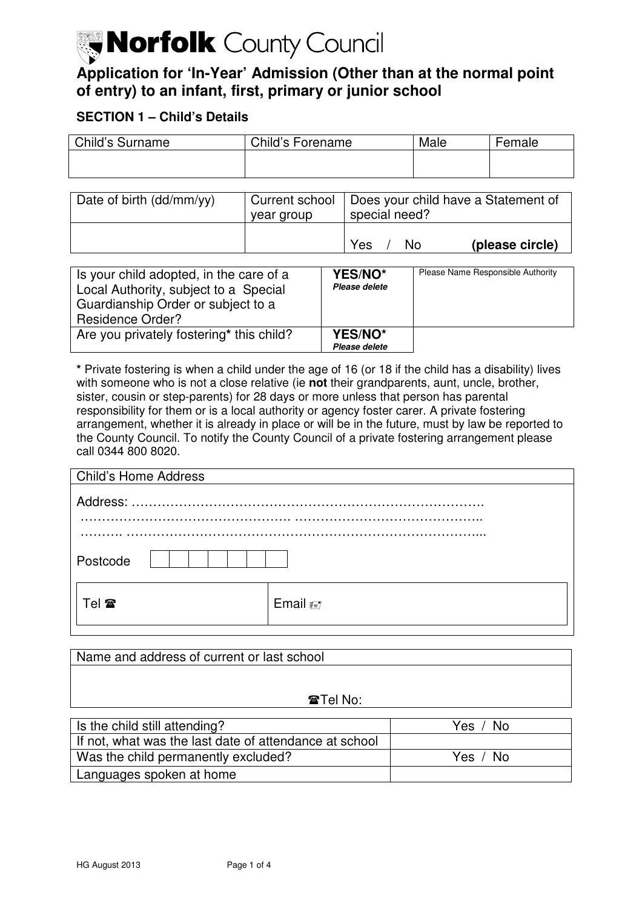# Norfolk County Council

## Application for 'In-Year' Admission (Other than at the normal point of entry) to an infant, first, primary or junior school

### SECTION 1 – Child's Details

| Child's Surname | Child's Forename | Male | Female |
| --- | --- | --- | --- |
| | | | |

| Date of birth (dd/mm/yy) | Current school year group | Does your child have a Statement of special need? |
| --- | --- | --- |
| | | Yes / No **(please circle)** |

| Is your child adopted, in the care of a Local Authority, subject to a Special Guardianship Order or subject to a Residence Order? | **YES/NO*** ***Please delete*** | Please Name Responsible Authority |
| --- | --- | --- |
| Are you privately fostering* this child? | **YES/NO*** ***Please delete*** | |

**\*** Private fostering is when a child under the age of 16 (or 18 if the child has a disability) lives with someone who is not a close relative (ie **not** their grandparents, aunt, uncle, brother, sister, cousin or step-parents) for 28 days or more unless that person has parental responsibility for them or is a local authority or agency foster carer. A private fostering arrangement, whether it is already in place or will be in the future, must by law be reported to the County Council. To notify the County Council of a private fostering arrangement please call 0344 800 8020.

**Child's Home Address**

Address: ……………………………………………………………………….
…………………………………………. ……………………………………..
………. ………………………………………………………………………...

Postcode

| Tel ☎ | Email |
| --- | --- |
| | |

| Name and address of current or last school |
| --- |
| ☎Tel No: |

| Is the child still attending? | Yes / No |
| --- | --- |
| If not, what was the last date of attendance at school | |
| Was the child permanently excluded? | Yes / No |
| Languages spoken at home | |

HG August 2013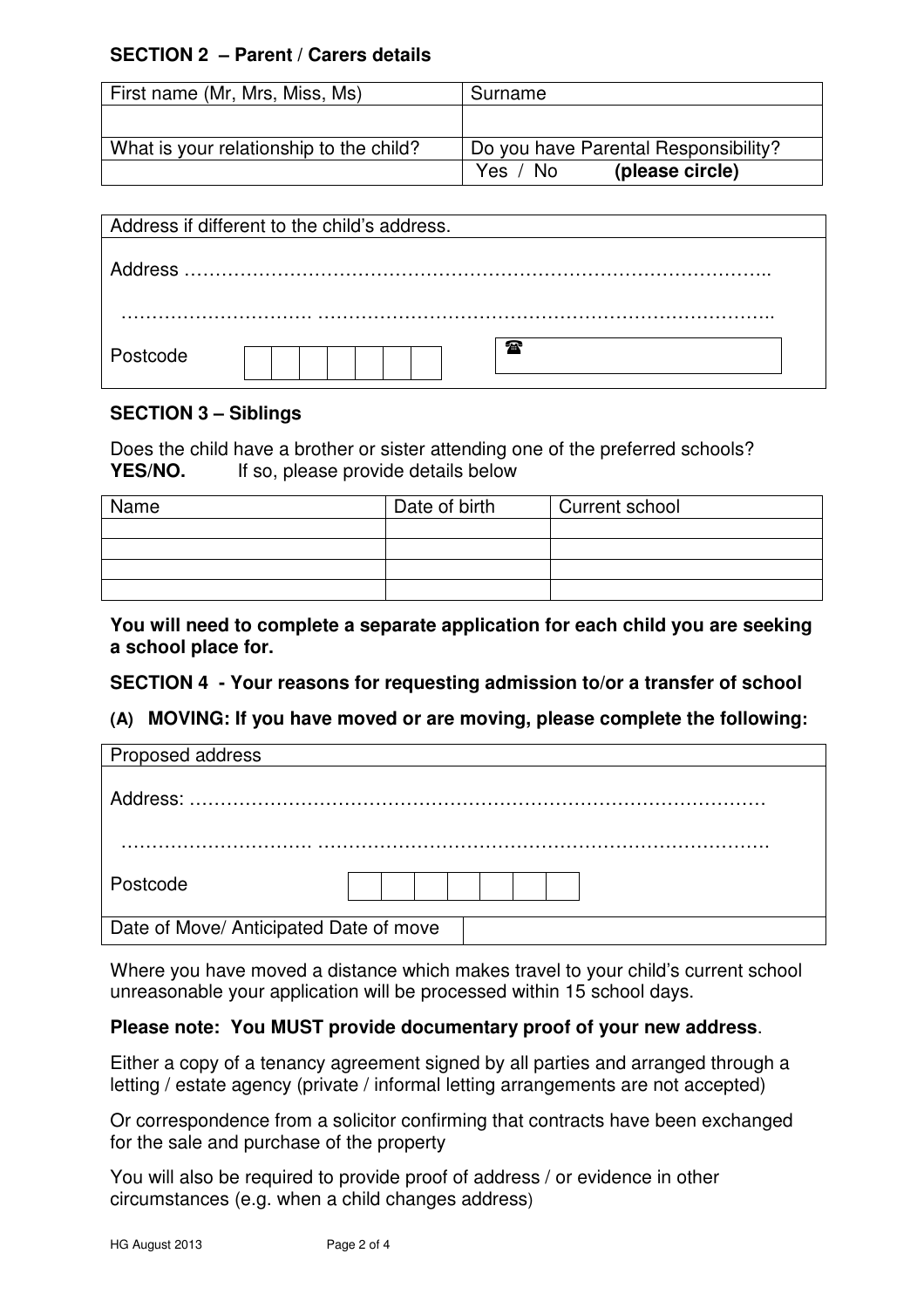## SECTION 2 – Parent / Carers details

| First name (Mr, Mrs, Miss, Ms) | Surname |
|---|---|
| | |
| What is your relationship to the child? | Do you have Parental Responsibility? |
| | Yes / No **(please circle)** |

| Address if different to the child's address. |
|---|
| Address ………………………………………………………………………………….. |
| ………………………. ……………………………………………………………….. |
| Postcode ☎ |

## SECTION 3 – Siblings

Does the child have a brother or sister attending one of the preferred schools?
**YES/NO.** If so, please provide details below

| Name | Date of birth | Current school |
|---|---|---|
| | | |
| | | |
| | | |
| | | |

**You will need to complete a separate application for each child you are seeking a school place for.**

## SECTION 4 - Your reasons for requesting admission to/or a transfer of school

### (A) MOVING: If you have moved or are moving, please complete the following:

| Proposed address | |
|---|---|
| Address: ………………………………………………………………………………… | |
| ………………………. ……………………………………………………………… | |
| Postcode | |
| Date of Move/ Anticipated Date of move | |

Where you have moved a distance which makes travel to your child's current school unreasonable your application will be processed within 15 school days.

**Please note: You MUST provide documentary proof of your new address**.

Either a copy of a tenancy agreement signed by all parties and arranged through a letting / estate agency (private / informal letting arrangements are not accepted)

Or correspondence from a solicitor confirming that contracts have been exchanged for the sale and purchase of the property

You will also be required to provide proof of address / or evidence in other circumstances (e.g. when a child changes address)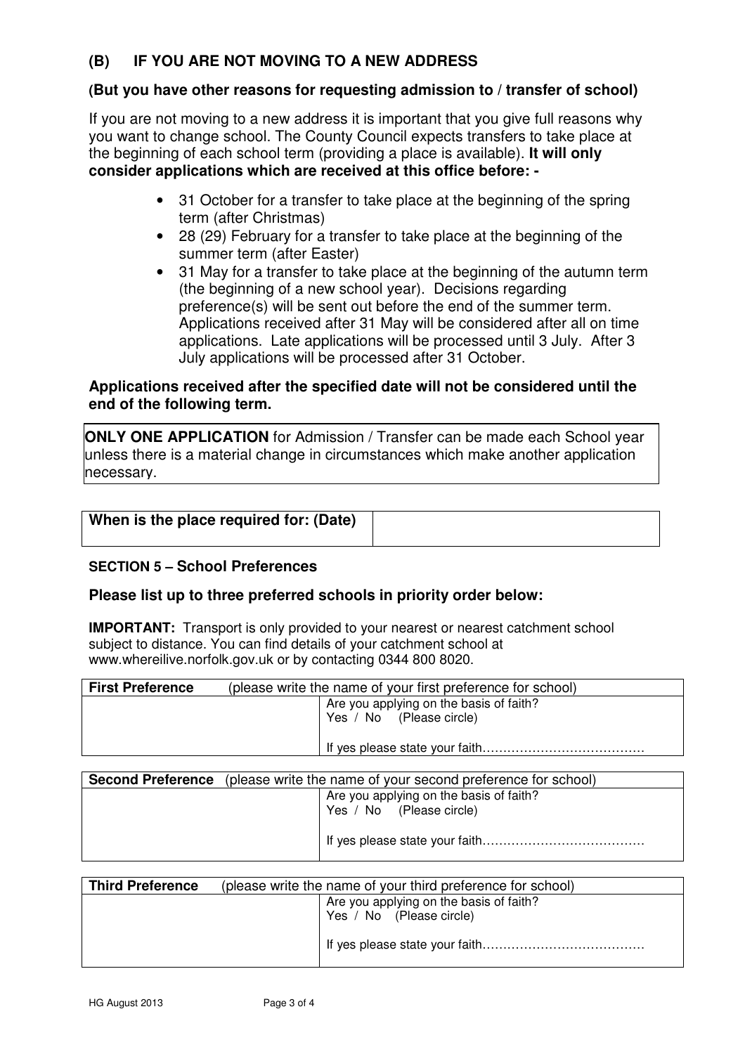## (B) IF YOU ARE NOT MOVING TO A NEW ADDRESS

### (But you have other reasons for requesting admission to / transfer of school)

If you are not moving to a new address it is important that you give full reasons why you want to change school. The County Council expects transfers to take place at the beginning of each school term (providing a place is available). **It will only consider applications which are received at this office before: -**

- 31 October for a transfer to take place at the beginning of the spring term (after Christmas)
- 28 (29) February for a transfer to take place at the beginning of the summer term (after Easter)
- 31 May for a transfer to take place at the beginning of the autumn term (the beginning of a new school year). Decisions regarding preference(s) will be sent out before the end of the summer term. Applications received after 31 May will be considered after all on time applications. Late applications will be processed until 3 July. After 3 July applications will be processed after 31 October.

**Applications received after the specified date will not be considered until the end of the following term.**

**ONLY ONE APPLICATION** for Admission / Transfer can be made each School year unless there is a material change in circumstances which make another application necessary.

| **When is the place required for: (Date)** | |
|---|---|

### SECTION 5 – School Preferences

**Please list up to three preferred schools in priority order below:**

**IMPORTANT:** Transport is only provided to your nearest or nearest catchment school subject to distance. You can find details of your catchment school at www.whereilive.norfolk.gov.uk or by contacting 0344 800 8020.

| **First Preference** (please write the name of your first preference for school) | |
|---|---|
| | Are you applying on the basis of faith?<br>Yes / No (Please circle)<br><br>If yes please state your faith………………………………… |

| **Second Preference** (please write the name of your second preference for school) | |
|---|---|
| | Are you applying on the basis of faith?<br>Yes / No (Please circle)<br><br>If yes please state your faith………………………………… |

| **Third Preference** (please write the name of your third preference for school) | |
|---|---|
| | Are you applying on the basis of faith?<br>Yes / No (Please circle)<br><br>If yes please state your faith………………………………… |

HG August 2013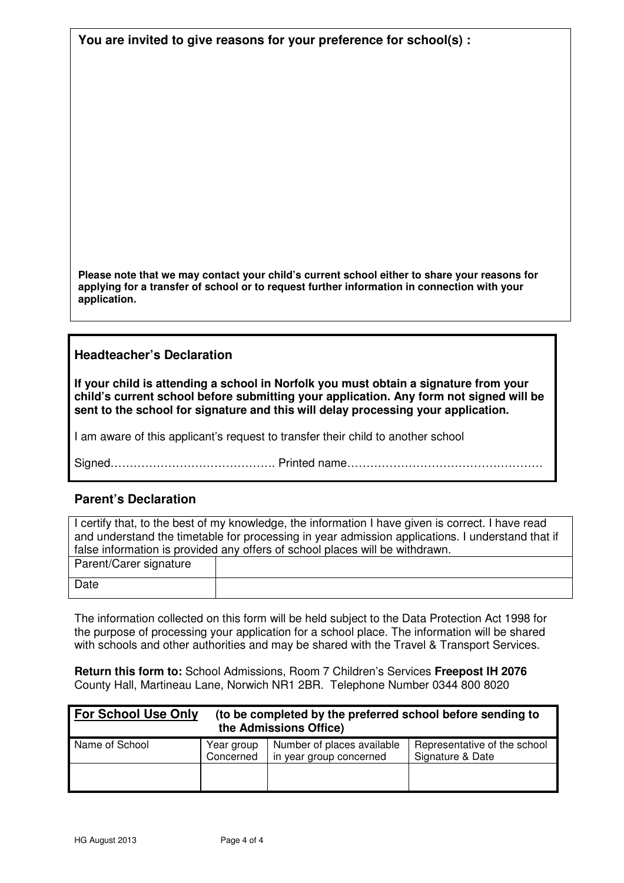**You are invited to give reasons for your preference for school(s) :**

**Please note that we may contact your child's current school either to share your reasons for applying for a transfer of school or to request further information in connection with your application.**

## Headteacher's Declaration

**If your child is attending a school in Norfolk you must obtain a signature from your child's current school before submitting your application. Any form not signed will be sent to the school for signature and this will delay processing your application.**

I am aware of this applicant's request to transfer their child to another school

Signed……………………………………. Printed name……………………………………………

## Parent's Declaration

| I certify that, to the best of my knowledge, the information I have given is correct. I have read and understand the timetable for processing in year admission applications. I understand that if false information is provided any offers of school places will be withdrawn. | |
|---|---|
| Parent/Carer signature | |
| Date | |

The information collected on this form will be held subject to the Data Protection Act 1998 for the purpose of processing your application for a school place. The information will be shared with schools and other authorities and may be shared with the Travel & Transport Services.

**Return this form to:** School Admissions, Room 7 Children's Services **Freepost IH 2076** County Hall, Martineau Lane, Norwich NR1 2BR. Telephone Number 0344 800 8020

**For School Use Only** **(to be completed by the preferred school before sending to the Admissions Office)**

| Name of School | Year group Concerned | Number of places available in year group concerned | Representative of the school Signature & Date |
|---|---|---|---|
| | | | |

HG August 2013